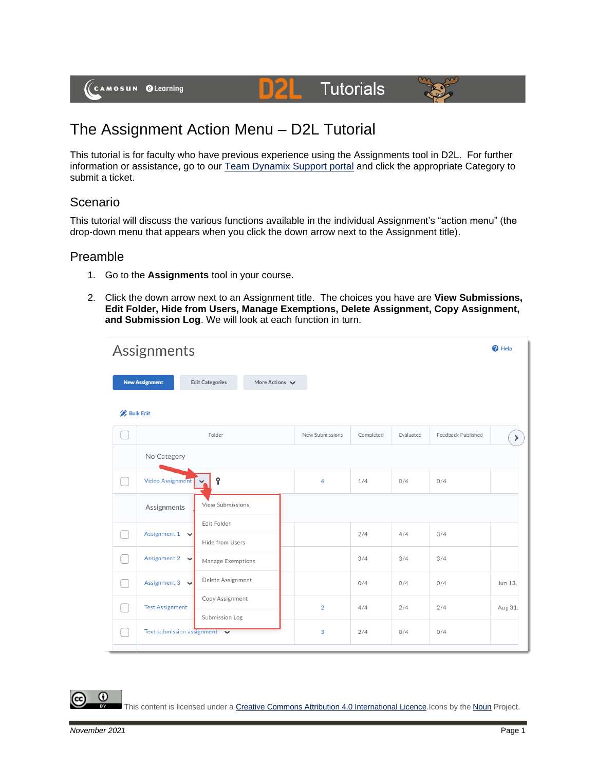# The Assignment Action Menu – D2L Tutorial

This tutorial is for faculty who have previous experience using the Assignments tool in D2L. For further information or assistance, go to our Team Dynamix Support portal and click the appropriate Category to submit a ticket.

## Scenario

This tutorial will discuss the various functions available in the individual Assignment's "action menu" (the drop-down menu that appears when you click the down arrow next to the Assignment title).

## Preamble

1. Go to the **Assignments** tool in your course.
2. Click the down arrow next to an Assignment title. The choices you have are **View Submissions, Edit Folder, Hide from Users, Manage Exemptions, Delete Assignment, Copy Assignment, and Submission Log**. We will look at each function in turn.

This content is licensed under a Creative Commons Attribution 4.0 International Licence. Icons by the Noun Project.

*November 2021*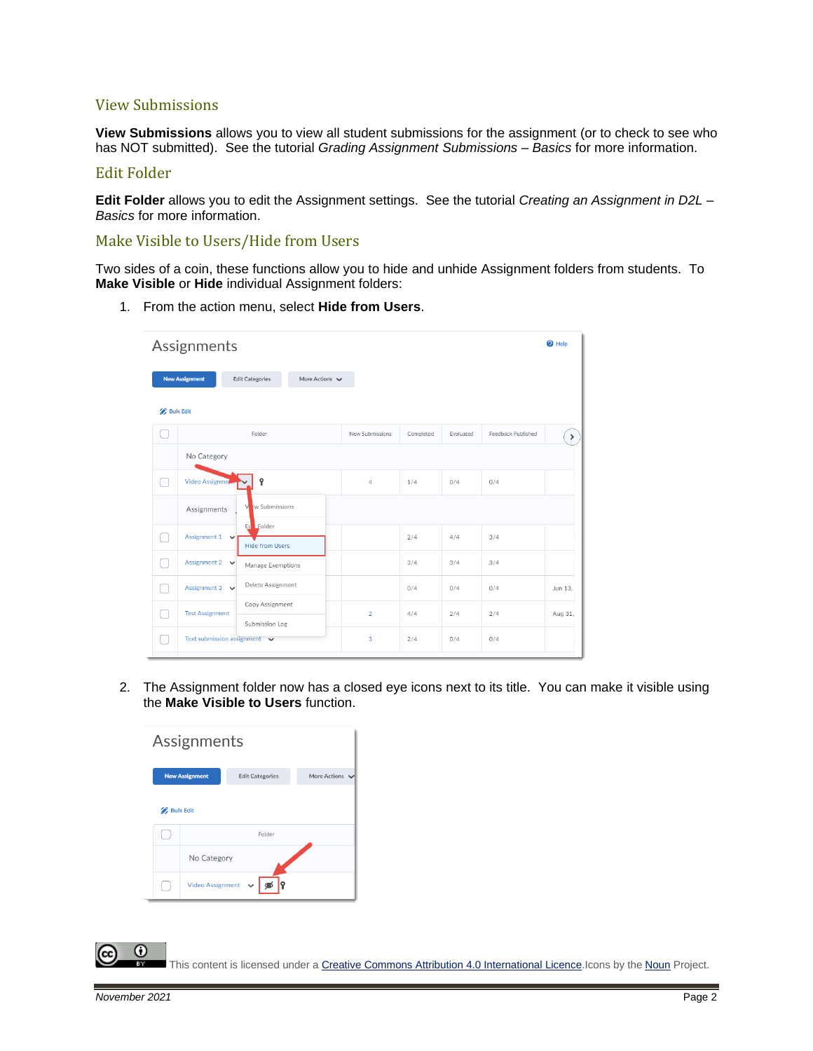## View Submissions

**View Submissions** allows you to view all student submissions for the assignment (or to check to see who has NOT submitted). See the tutorial *Grading Assignment Submissions – Basics* for more information.

## Edit Folder

**Edit Folder** allows you to edit the Assignment settings. See the tutorial *Creating an Assignment in D2L – Basics* for more information.

## Make Visible to Users/Hide from Users

Two sides of a coin, these functions allow you to hide and unhide Assignment folders from students. To **Make Visible** or **Hide** individual Assignment folders:

1. From the action menu, select **Hide from Users**.

2. The Assignment folder now has a closed eye icons next to its title. You can make it visible using the **Make Visible to Users** function.

This content is licensed under a Creative Commons Attribution 4.0 International Licence. Icons by the Noun Project.

*November 2021*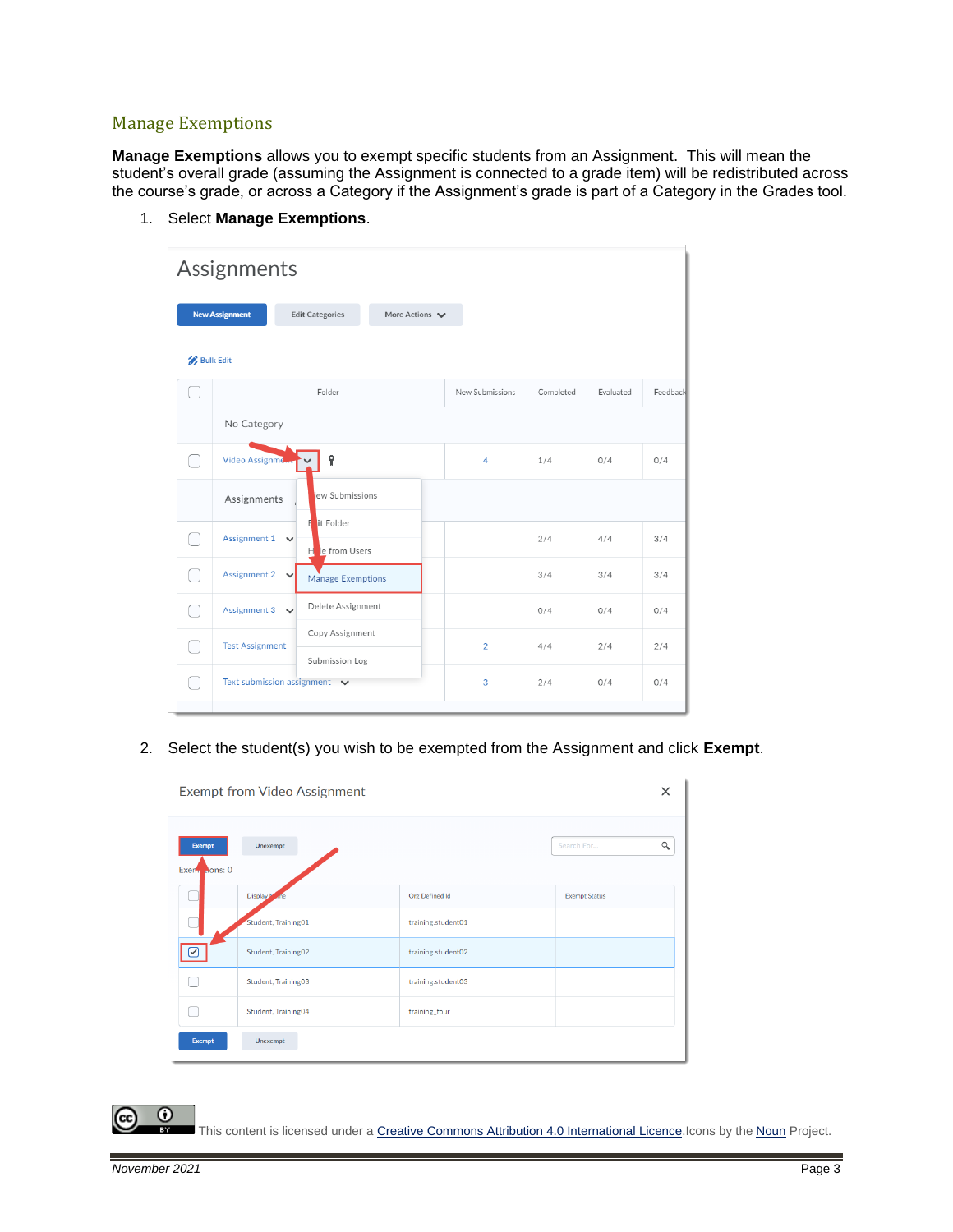## Manage Exemptions

**Manage Exemptions** allows you to exempt specific students from an Assignment. This will mean the student's overall grade (assuming the Assignment is connected to a grade item) will be redistributed across the course's grade, or across a Category if the Assignment's grade is part of a Category in the Grades tool.

1. Select **Manage Exemptions**.

2. Select the student(s) you wish to be exempted from the Assignment and click **Exempt**.

This content is licensed under a Creative Commons Attribution 4.0 International Licence. Icons by the Noun Project.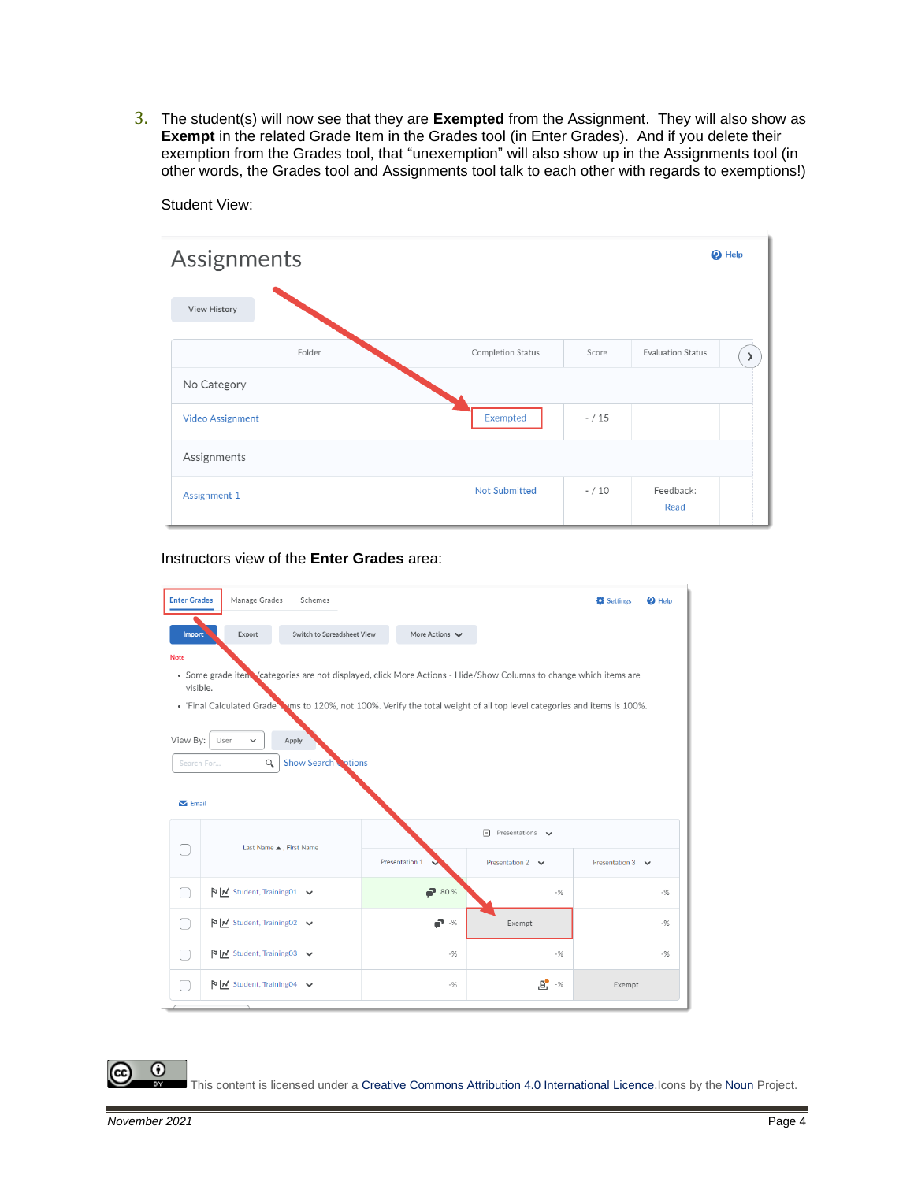3. The student(s) will now see that they are **Exempted** from the Assignment. They will also show as **Exempt** in the related Grade Item in the Grades tool (in Enter Grades). And if you delete their exemption from the Grades tool, that "unexemption" will also show up in the Assignments tool (in other words, the Grades tool and Assignments tool talk to each other with regards to exemptions!)

   Student View:

   Instructors view of the **Enter Grades** area:

This content is licensed under a Creative Commons Attribution 4.0 International Licence. Icons by the Noun Project.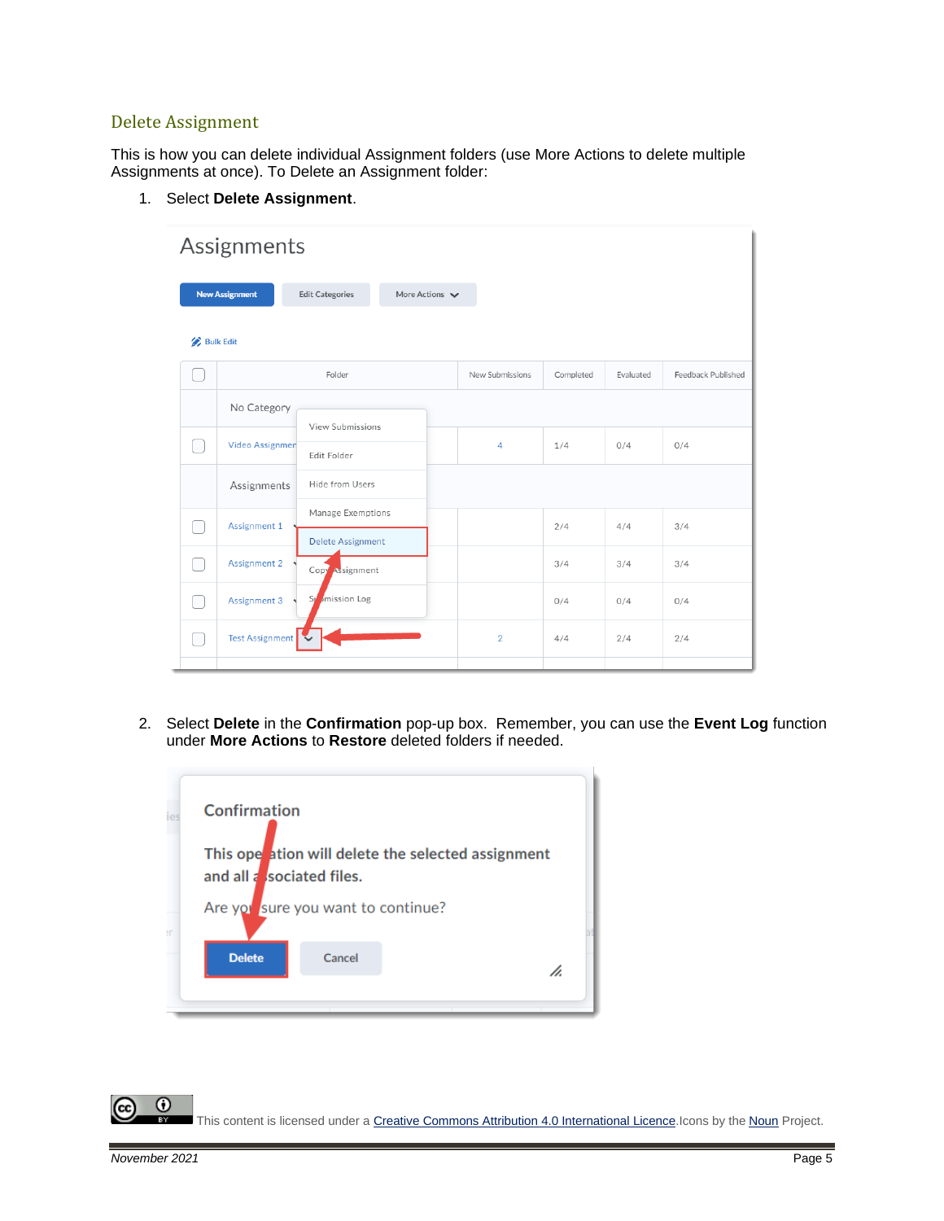## Delete Assignment

This is how you can delete individual Assignment folders (use More Actions to delete multiple Assignments at once). To Delete an Assignment folder:

1. Select **Delete Assignment**.

2. Select **Delete** in the **Confirmation** pop-up box. Remember, you can use the **Event Log** function under **More Actions** to **Restore** deleted folders if needed.

This content is licensed under a Creative Commons Attribution 4.0 International Licence. Icons by the Noun Project.

*November 2021*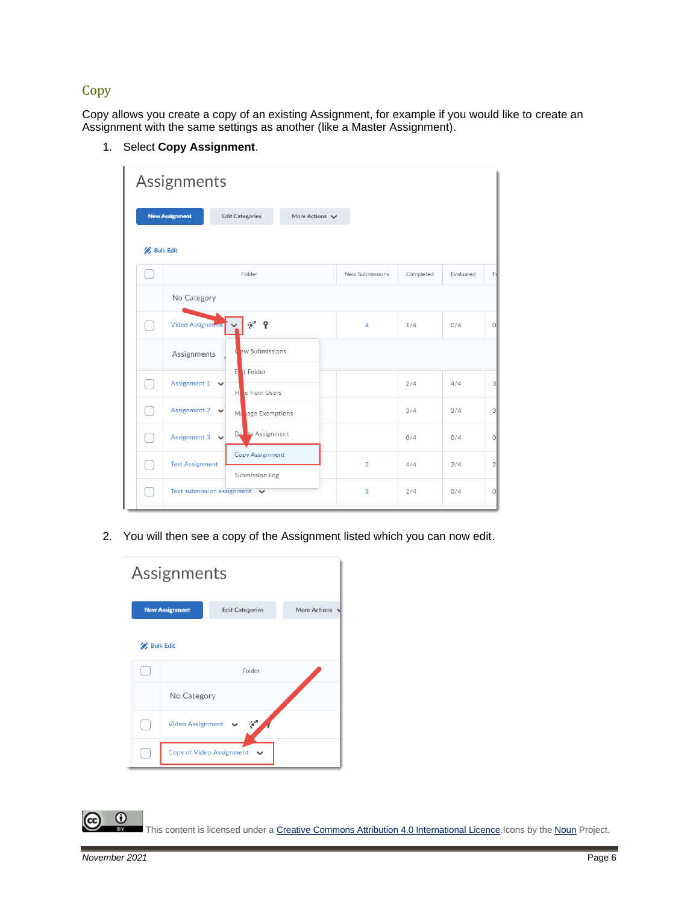## Copy

Copy allows you create a copy of an existing Assignment, for example if you would like to create an Assignment with the same settings as another (like a Master Assignment).

1. Select **Copy Assignment**.

2. You will then see a copy of the Assignment listed which you can now edit.

This content is licensed under a Creative Commons Attribution 4.0 International Licence.Icons by the Noun Project.

*November 2021*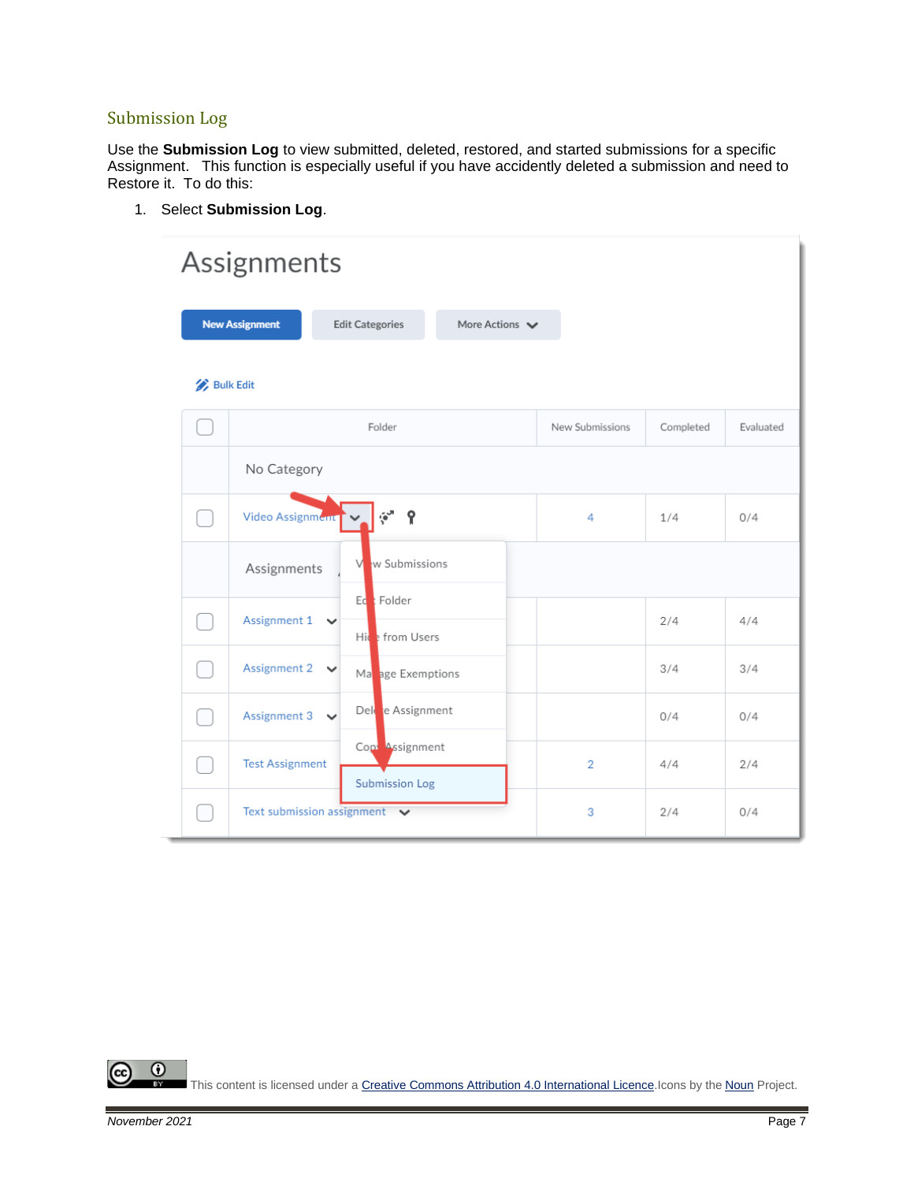## Submission Log

Use the **Submission Log** to view submitted, deleted, restored, and started submissions for a specific Assignment. This function is especially useful if you have accidently deleted a submission and need to Restore it. To do this:

1. Select **Submission Log**.

This content is licensed under a Creative Commons Attribution 4.0 International Licence. Icons by the Noun Project.

*November 2021*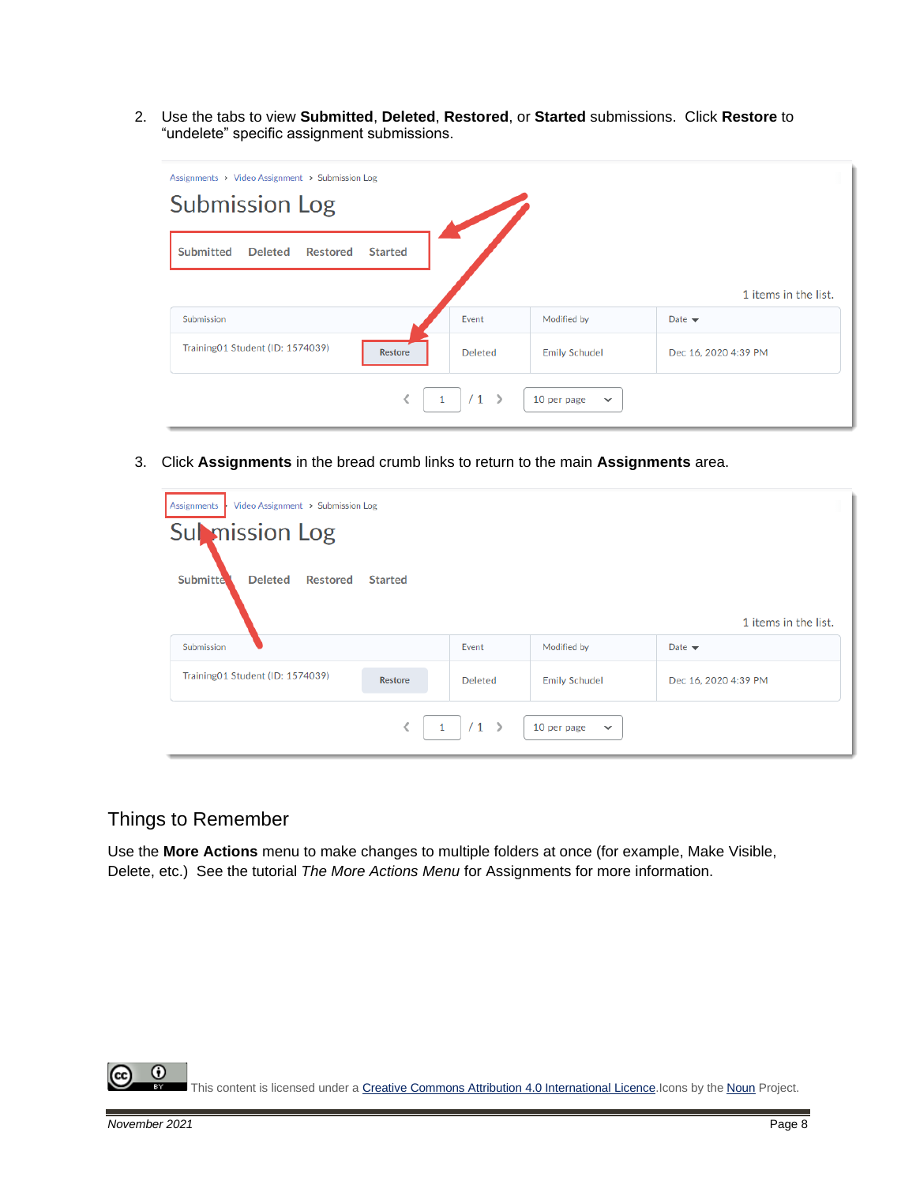2. Use the tabs to view **Submitted**, **Deleted**, **Restored**, or **Started** submissions. Click **Restore** to "undelete" specific assignment submissions.

3. Click **Assignments** in the bread crumb links to return to the main **Assignments** area.

## Things to Remember

Use the **More Actions** menu to make changes to multiple folders at once (for example, Make Visible, Delete, etc.) See the tutorial *The More Actions Menu* for Assignments for more information.

This content is licensed under a Creative Commons Attribution 4.0 International Licence. Icons by the Noun Project.

*November 2021*